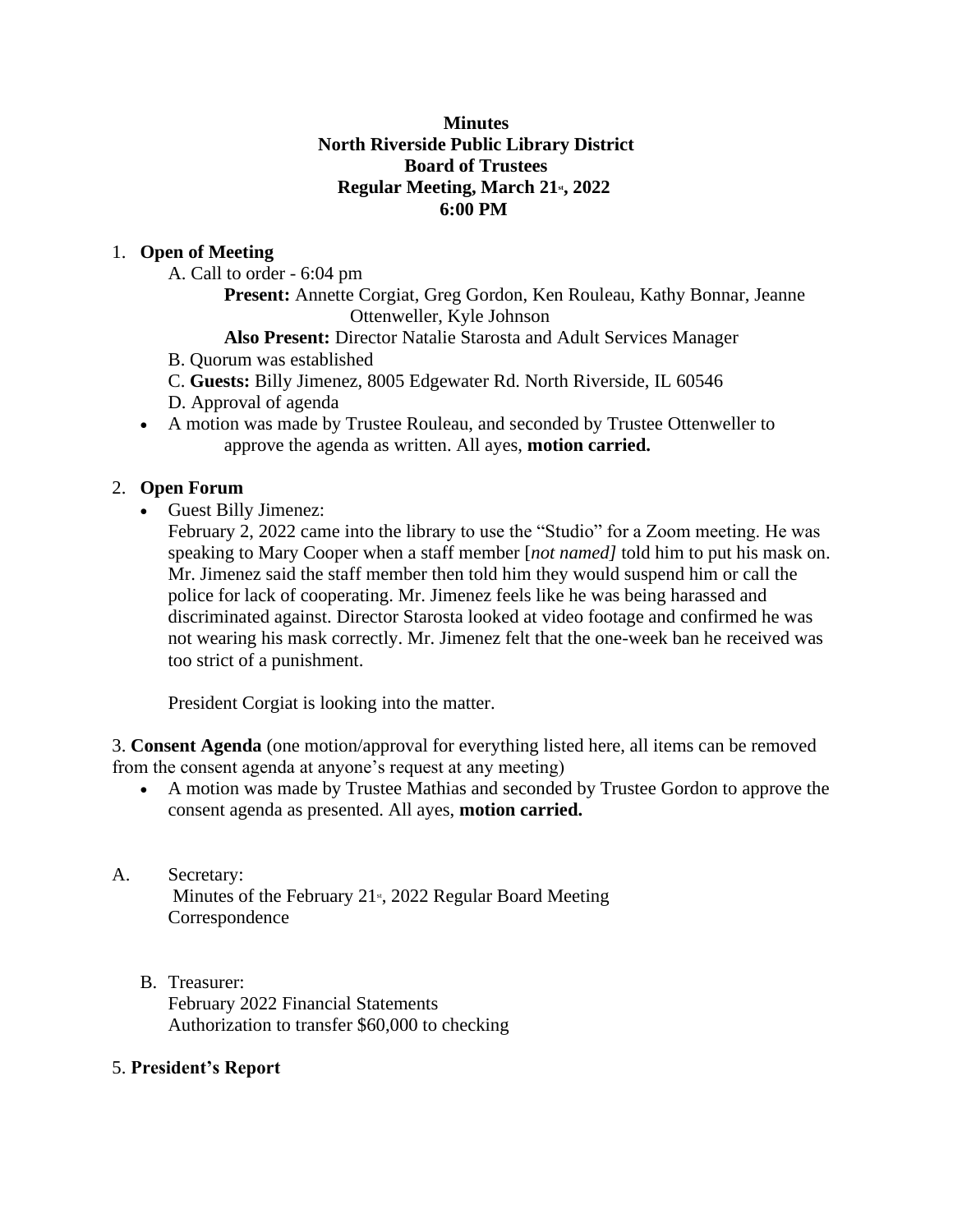**Minutes**
**North Riverside Public Library District**
**Board of Trustees**
**Regular Meeting, March 21st, 2022**
**6:00 PM**

1. **Open of Meeting**
   - A. Call to order - 6:04 pm
     - **Present:** Annette Corgiat, Greg Gordon, Ken Rouleau, Kathy Bonnar, Jeanne Ottenweller, Kyle Johnson
     - **Also Present:** Director Natalie Starosta and Adult Services Manager
   - B. Quorum was established
   - C. **Guests:** Billy Jimenez, 8005 Edgewater Rd. North Riverside, IL 60546
   - D. Approval of agenda
   - A motion was made by Trustee Rouleau, and seconded by Trustee Ottenweller to approve the agenda as written. All ayes, **motion carried.**

2. **Open Forum**
   - Guest Billy Jimenez:

     February 2, 2022 came into the library to use the "Studio" for a Zoom meeting. He was speaking to Mary Cooper when a staff member [*not named]* told him to put his mask on. Mr. Jimenez said the staff member then told him they would suspend him or call the police for lack of cooperating. Mr. Jimenez feels like he was being harassed and discriminated against. Director Starosta looked at video footage and confirmed he was not wearing his mask correctly. Mr. Jimenez felt that the one-week ban he received was too strict of a punishment.

     President Corgiat is looking into the matter.

3. **Consent Agenda** (one motion/approval for everything listed here, all items can be removed from the consent agenda at anyone's request at any meeting)

- A motion was made by Trustee Mathias and seconded by Trustee Gordon to approve the consent agenda as presented. All ayes, **motion carried.**

A. Secretary:
   Minutes of the February 21st, 2022 Regular Board Meeting
   Correspondence

B. Treasurer:
   February 2022 Financial Statements
   Authorization to transfer $60,000 to checking

5. **President's Report**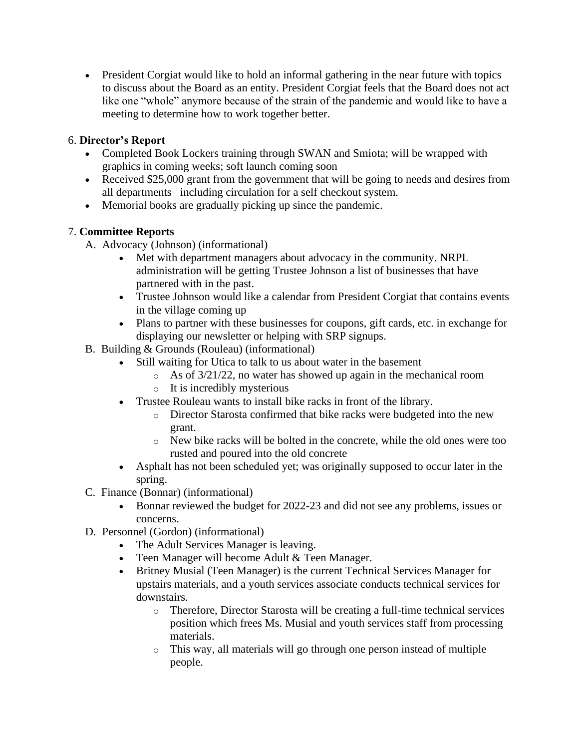- President Corgiat would like to hold an informal gathering in the near future with topics to discuss about the Board as an entity. President Corgiat feels that the Board does not act like one "whole" anymore because of the strain of the pandemic and would like to have a meeting to determine how to work together better.

6. **Director's Report**
   - Completed Book Lockers training through SWAN and Smiota; will be wrapped with graphics in coming weeks; soft launch coming soon
   - Received $25,000 grant from the government that will be going to needs and desires from all departments– including circulation for a self checkout system.
   - Memorial books are gradually picking up since the pandemic.

7. **Committee Reports**
   A. Advocacy (Johnson) (informational)
      - Met with department managers about advocacy in the community. NRPL administration will be getting Trustee Johnson a list of businesses that have partnered with in the past.
      - Trustee Johnson would like a calendar from President Corgiat that contains events in the village coming up
      - Plans to partner with these businesses for coupons, gift cards, etc. in exchange for displaying our newsletter or helping with SRP signups.

   B. Building & Grounds (Rouleau) (informational)
      - Still waiting for Utica to talk to us about water in the basement
        - As of 3/21/22, no water has showed up again in the mechanical room
        - It is incredibly mysterious
      - Trustee Rouleau wants to install bike racks in front of the library.
        - Director Starosta confirmed that bike racks were budgeted into the new grant.
        - New bike racks will be bolted in the concrete, while the old ones were too rusted and poured into the old concrete
      - Asphalt has not been scheduled yet; was originally supposed to occur later in the spring.

   C. Finance (Bonnar) (informational)
      - Bonnar reviewed the budget for 2022-23 and did not see any problems, issues or concerns.

   D. Personnel (Gordon) (informational)
      - The Adult Services Manager is leaving.
      - Teen Manager will become Adult & Teen Manager.
      - Britney Musial (Teen Manager) is the current Technical Services Manager for upstairs materials, and a youth services associate conducts technical services for downstairs.
        - Therefore, Director Starosta will be creating a full-time technical services position which frees Ms. Musial and youth services staff from processing materials.
        - This way, all materials will go through one person instead of multiple people.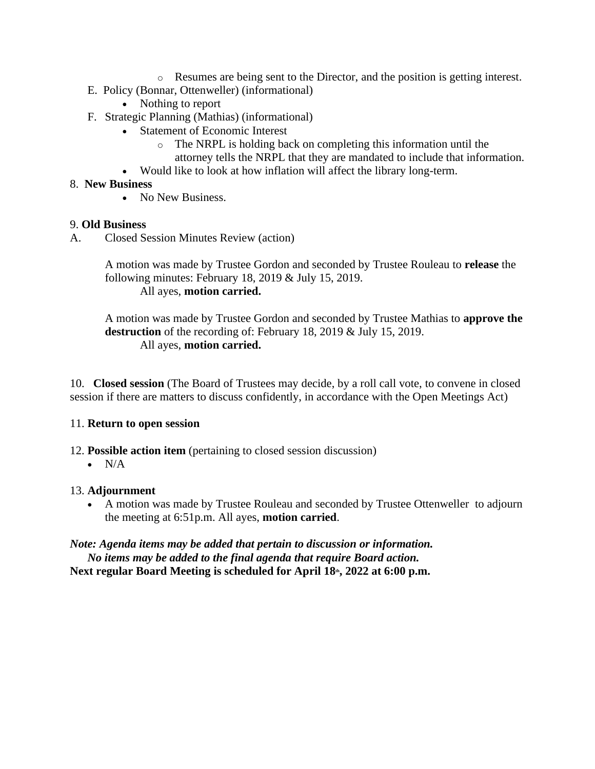- Resumes are being sent to the Director, and the position is getting interest.

E. Policy (Bonnar, Ottenweller) (informational)

- Nothing to report

F. Strategic Planning (Mathias) (informational)

- Statement of Economic Interest
  - The NRPL is holding back on completing this information until the attorney tells the NRPL that they are mandated to include that information.
- Would like to look at how inflation will affect the library long-term.

8. **New Business**

- No New Business.

9. **Old Business**

A. Closed Session Minutes Review (action)

A motion was made by Trustee Gordon and seconded by Trustee Rouleau to **release** the following minutes: February 18, 2019 & July 15, 2019.
All ayes, **motion carried.**

A motion was made by Trustee Gordon and seconded by Trustee Mathias to **approve the destruction** of the recording of: February 18, 2019 & July 15, 2019.
All ayes, **motion carried.**

10. **Closed session** (The Board of Trustees may decide, by a roll call vote, to convene in closed session if there are matters to discuss confidently, in accordance with the Open Meetings Act)

11. **Return to open session**

12. **Possible action item** (pertaining to closed session discussion)

- N/A

13. **Adjournment**

- A motion was made by Trustee Rouleau and seconded by Trustee Ottenweller to adjourn the meeting at 6:51p.m. All ayes, **motion carried**.

***Note: Agenda items may be added that pertain to discussion or information.***
***No items may be added to the final agenda that require Board action.***
**Next regular Board Meeting is scheduled for April 18th, 2022 at 6:00 p.m.**